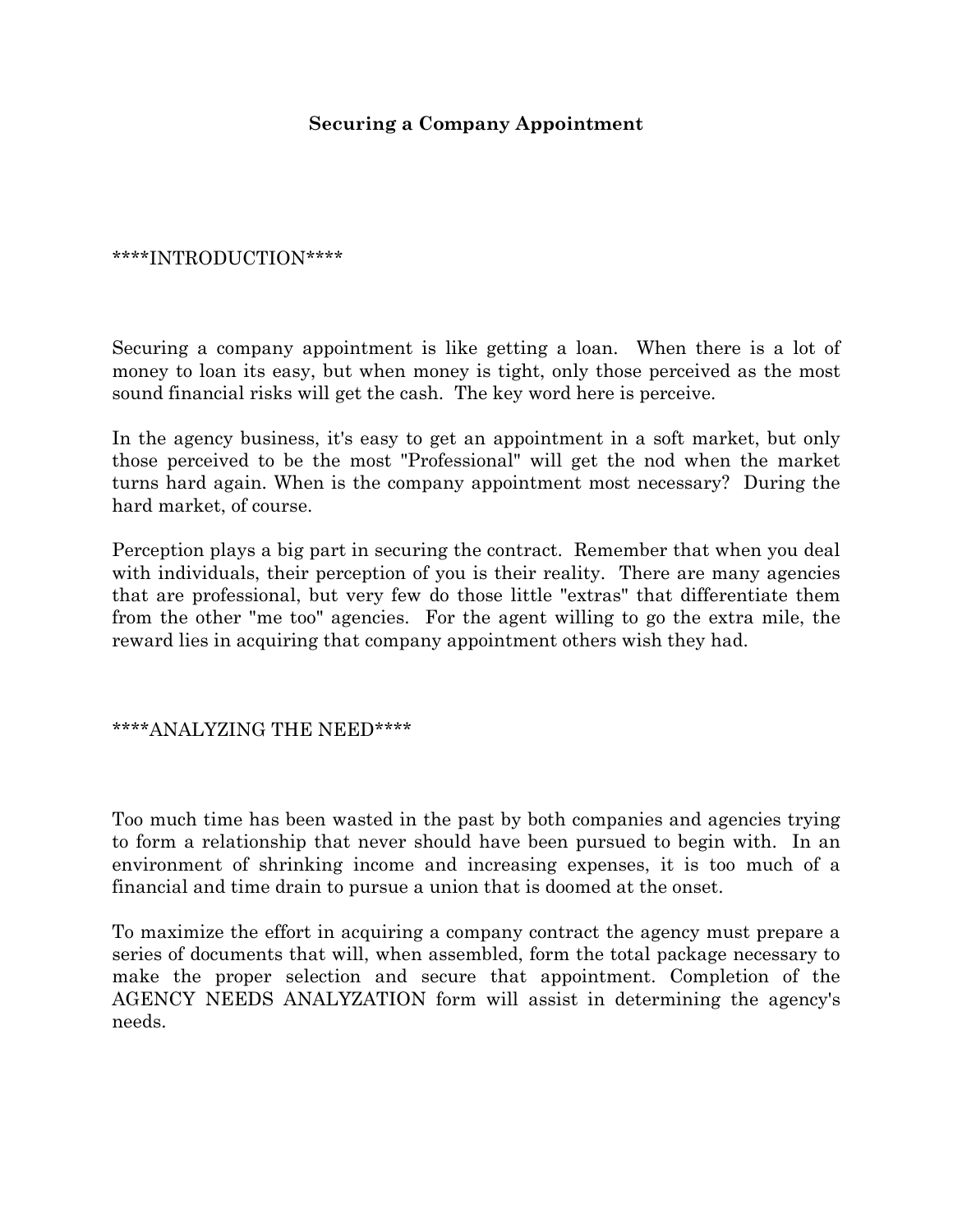# Securing a Company Appointment

****INTRODUCTION****

Securing a company appointment is like getting a loan. When there is a lot of money to loan its easy, but when money is tight, only those perceived as the most sound financial risks will get the cash. The key word here is perceive.

In the agency business, it's easy to get an appointment in a soft market, but only those perceived to be the most "Professional" will get the nod when the market turns hard again. When is the company appointment most necessary? During the hard market, of course.

Perception plays a big part in securing the contract. Remember that when you deal with individuals, their perception of you is their reality. There are many agencies that are professional, but very few do those little "extras" that differentiate them from the other "me too" agencies. For the agent willing to go the extra mile, the reward lies in acquiring that company appointment others wish they had.

****ANALYZING THE NEED****

Too much time has been wasted in the past by both companies and agencies trying to form a relationship that never should have been pursued to begin with. In an environment of shrinking income and increasing expenses, it is too much of a financial and time drain to pursue a union that is doomed at the onset.

To maximize the effort in acquiring a company contract the agency must prepare a series of documents that will, when assembled, form the total package necessary to make the proper selection and secure that appointment. Completion of the AGENCY NEEDS ANALYZATION form will assist in determining the agency's needs.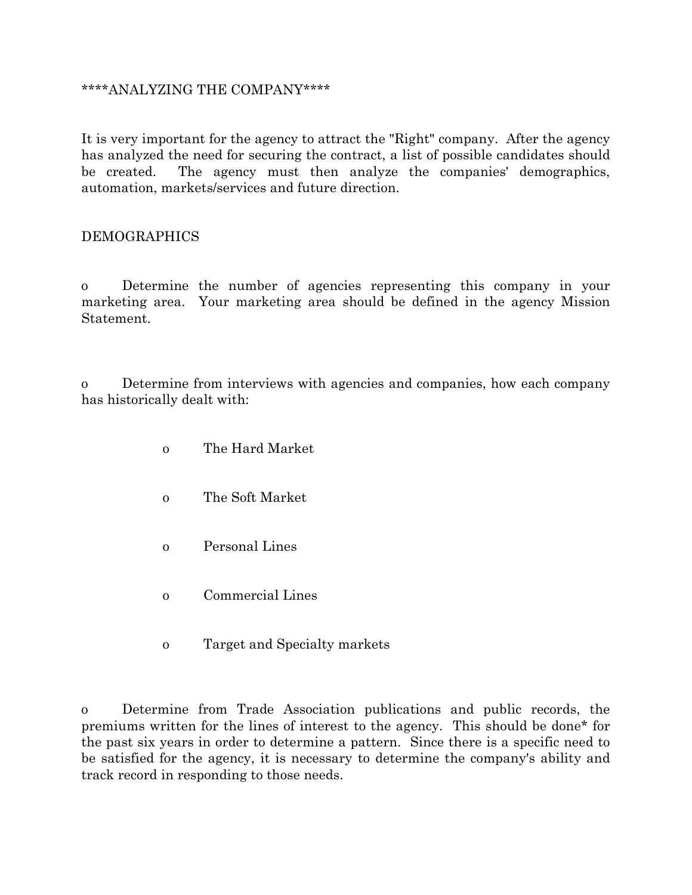****ANALYZING THE COMPANY****

It is very important for the agency to attract the "Right" company. After the agency has analyzed the need for securing the contract, a list of possible candidates should be created. The agency must then analyze the companies' demographics, automation, markets/services and future direction.

DEMOGRAPHICS

- Determine the number of agencies representing this company in your marketing area. Your marketing area should be defined in the agency Mission Statement.

- Determine from interviews with agencies and companies, how each company has historically dealt with:

    - The Hard Market

    - The Soft Market

    - Personal Lines

    - Commercial Lines

    - Target and Specialty markets

- Determine from Trade Association publications and public records, the premiums written for the lines of interest to the agency. This should be done* for the past six years in order to determine a pattern. Since there is a specific need to be satisfied for the agency, it is necessary to determine the company's ability and track record in responding to those needs.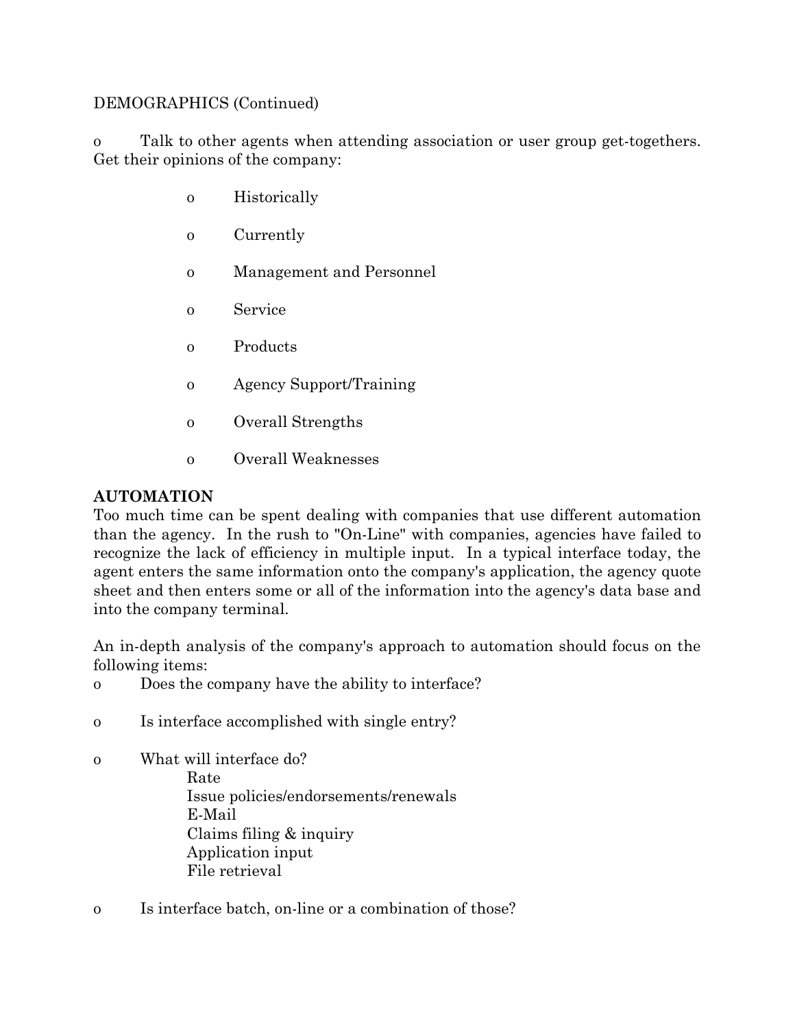DEMOGRAPHICS (Continued)

- Talk to other agents when attending association or user group get-togethers. Get their opinions of the company:
  - Historically
  - Currently
  - Management and Personnel
  - Service
  - Products
  - Agency Support/Training
  - Overall Strengths
  - Overall Weaknesses

**AUTOMATION**

Too much time can be spent dealing with companies that use different automation than the agency. In the rush to "On-Line" with companies, agencies have failed to recognize the lack of efficiency in multiple input. In a typical interface today, the agent enters the same information onto the company's application, the agency quote sheet and then enters some or all of the information into the agency's data base and into the company terminal.

An in-depth analysis of the company's approach to automation should focus on the following items:

- Does the company have the ability to interface?
- Is interface accomplished with single entry?
- What will interface do?
  - Rate
  - Issue policies/endorsements/renewals
  - E-Mail
  - Claims filing & inquiry
  - Application input
  - File retrieval
- Is interface batch, on-line or a combination of those?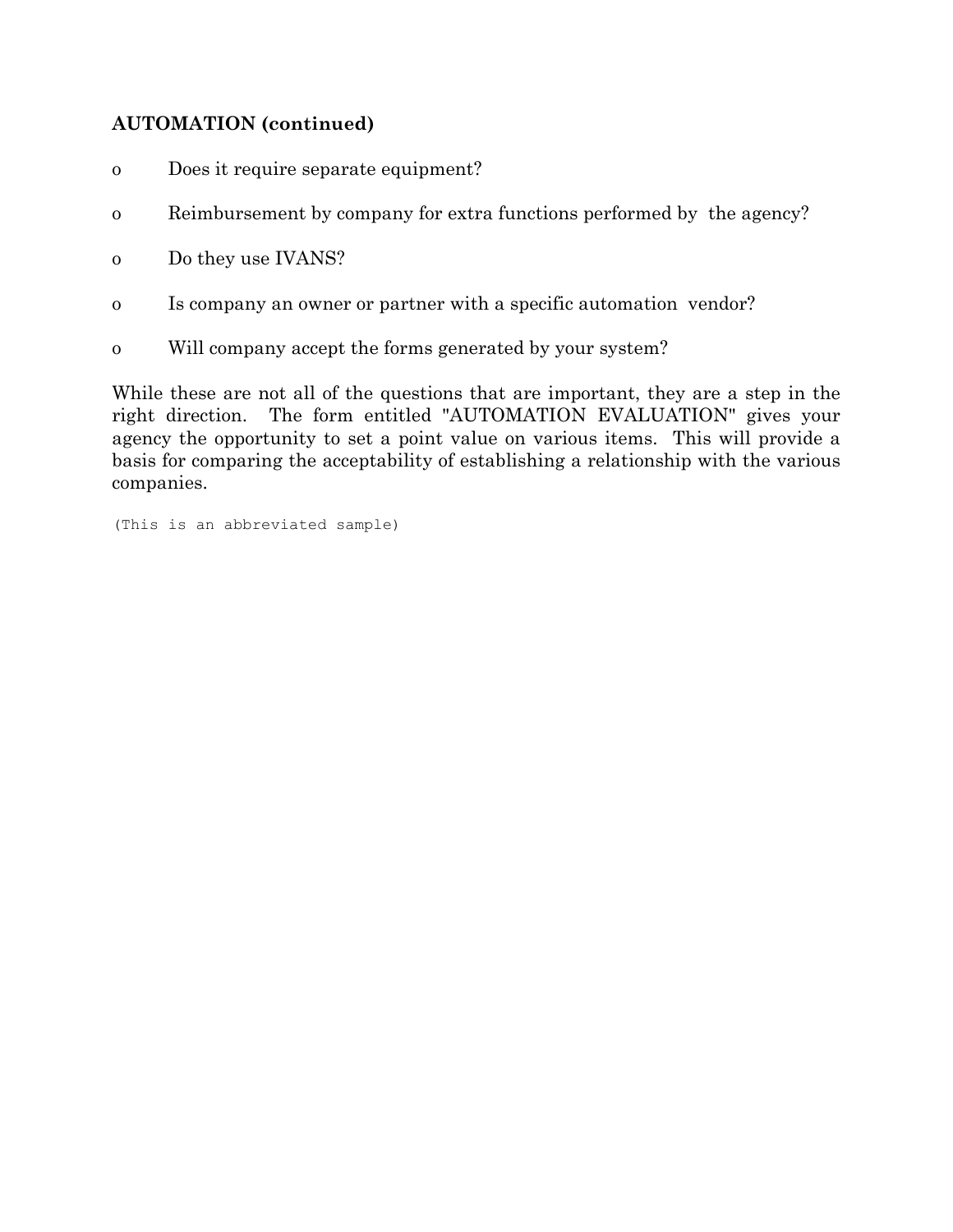**AUTOMATION (continued)**

- Does it require separate equipment?
- Reimbursement by company for extra functions performed by the agency?
- Do they use IVANS?
- Is company an owner or partner with a specific automation vendor?
- Will company accept the forms generated by your system?

While these are not all of the questions that are important, they are a step in the right direction. The form entitled "AUTOMATION EVALUATION" gives your agency the opportunity to set a point value on various items. This will provide a basis for comparing the acceptability of establishing a relationship with the various companies.

(This is an abbreviated sample)